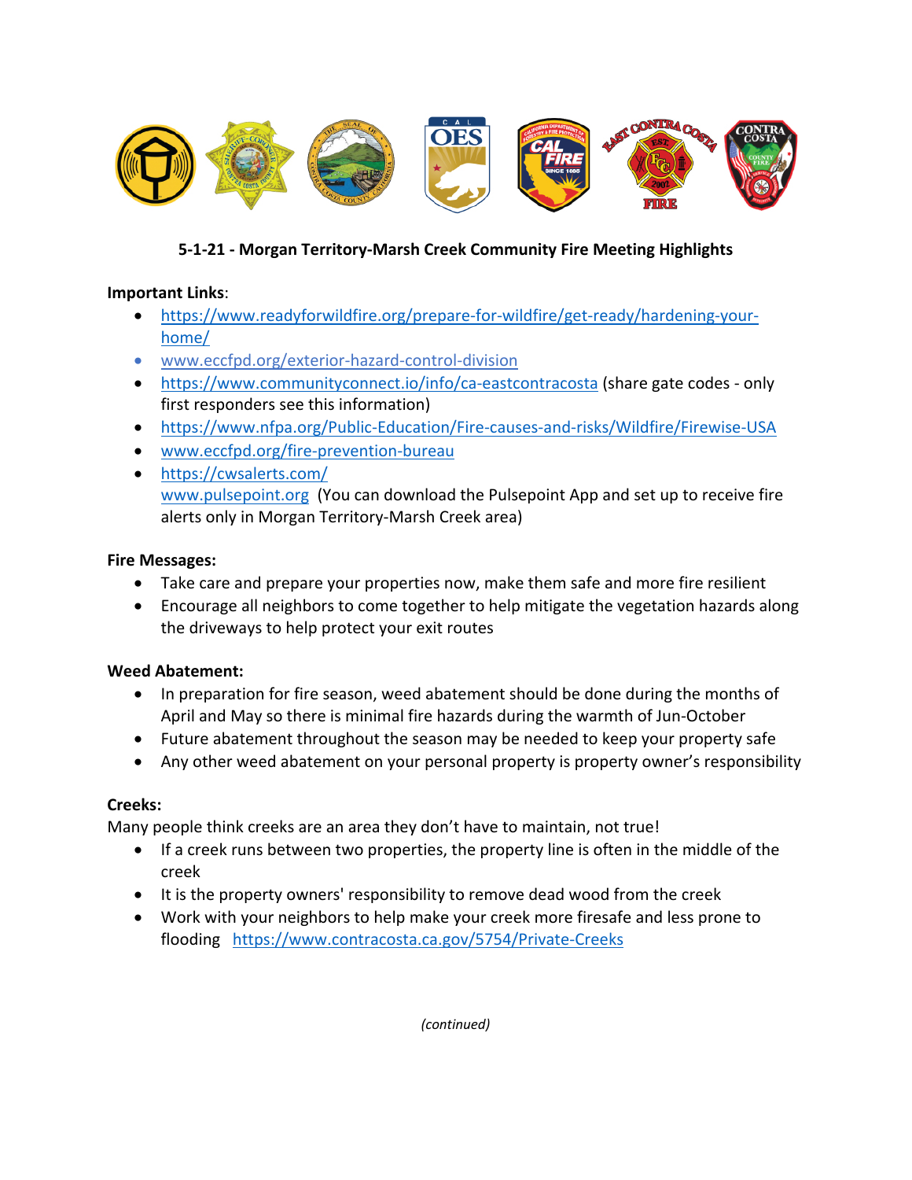**5-1-21 - Morgan Territory-Marsh Creek Community Fire Meeting Highlights**

**Important Links**:

- https://www.readyforwildfire.org/prepare-for-wildfire/get-ready/hardening-your-home/
- www.eccfpd.org/exterior-hazard-control-division
- https://www.communityconnect.io/info/ca-eastcontracosta (share gate codes - only first responders see this information)
- https://www.nfpa.org/Public-Education/Fire-causes-and-risks/Wildfire/Firewise-USA
- www.eccfpd.org/fire-prevention-bureau
- https://cwsalerts.com/
  www.pulsepoint.org (You can download the Pulsepoint App and set up to receive fire alerts only in Morgan Territory-Marsh Creek area)

**Fire Messages:**

- Take care and prepare your properties now, make them safe and more fire resilient
- Encourage all neighbors to come together to help mitigate the vegetation hazards along the driveways to help protect your exit routes

**Weed Abatement:**

- In preparation for fire season, weed abatement should be done during the months of April and May so there is minimal fire hazards during the warmth of Jun-October
- Future abatement throughout the season may be needed to keep your property safe
- Any other weed abatement on your personal property is property owner's responsibility

**Creeks:**

Many people think creeks are an area they don't have to maintain, not true!

- If a creek runs between two properties, the property line is often in the middle of the creek
- It is the property owners' responsibility to remove dead wood from the creek
- Work with your neighbors to help make your creek more firesafe and less prone to flooding https://www.contracosta.ca.gov/5754/Private-Creeks

*(continued)*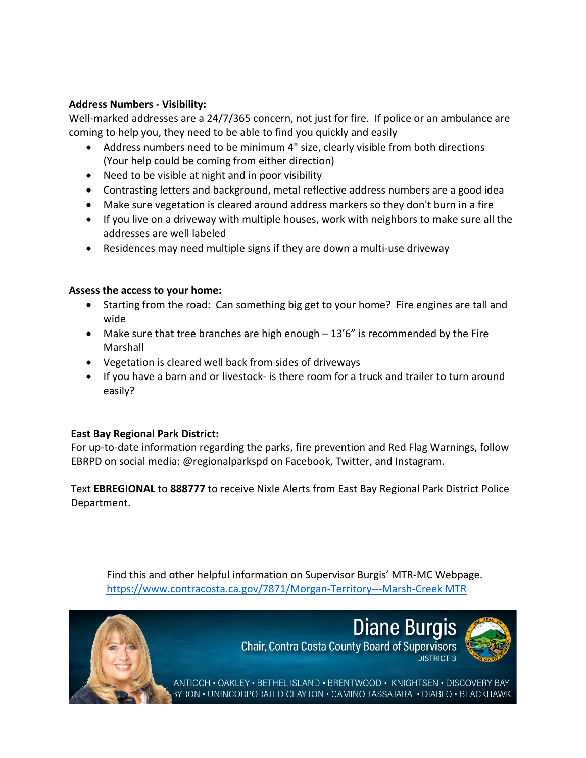**Address Numbers - Visibility:**

Well-marked addresses are a 24/7/365 concern, not just for fire. If police or an ambulance are coming to help you, they need to be able to find you quickly and easily

- Address numbers need to be minimum 4" size, clearly visible from both directions (Your help could be coming from either direction)
- Need to be visible at night and in poor visibility
- Contrasting letters and background, metal reflective address numbers are a good idea
- Make sure vegetation is cleared around address markers so they don't burn in a fire
- If you live on a driveway with multiple houses, work with neighbors to make sure all the addresses are well labeled
- Residences may need multiple signs if they are down a multi-use driveway

**Assess the access to your home:**

- Starting from the road: Can something big get to your home? Fire engines are tall and wide
- Make sure that tree branches are high enough – 13'6" is recommended by the Fire Marshall
- Vegetation is cleared well back from sides of driveways
- If you have a barn and or livestock- is there room for a truck and trailer to turn around easily?

**East Bay Regional Park District:**

For up-to-date information regarding the parks, fire prevention and Red Flag Warnings, follow EBRPD on social media: @regionalparkspd on Facebook, Twitter, and Instagram.

Text **EBREGIONAL** to **888777** to receive Nixle Alerts from East Bay Regional Park District Police Department.

Find this and other helpful information on Supervisor Burgis' MTR-MC Webpage.
https://www.contracosta.ca.gov/7871/Morgan-Territory---Marsh-Creek MTR

Diane Burgis
Chair, Contra Costa County Board of Supervisors
DISTRICT 3

ANTIOCH · OAKLEY · BETHEL ISLAND · BRENTWOOD · KNIGHTSEN · DISCOVERY BAY
BYRON · UNINCORPORATED CLAYTON · CAMINO TASSAJARA · DIABLO · BLACKHAWK